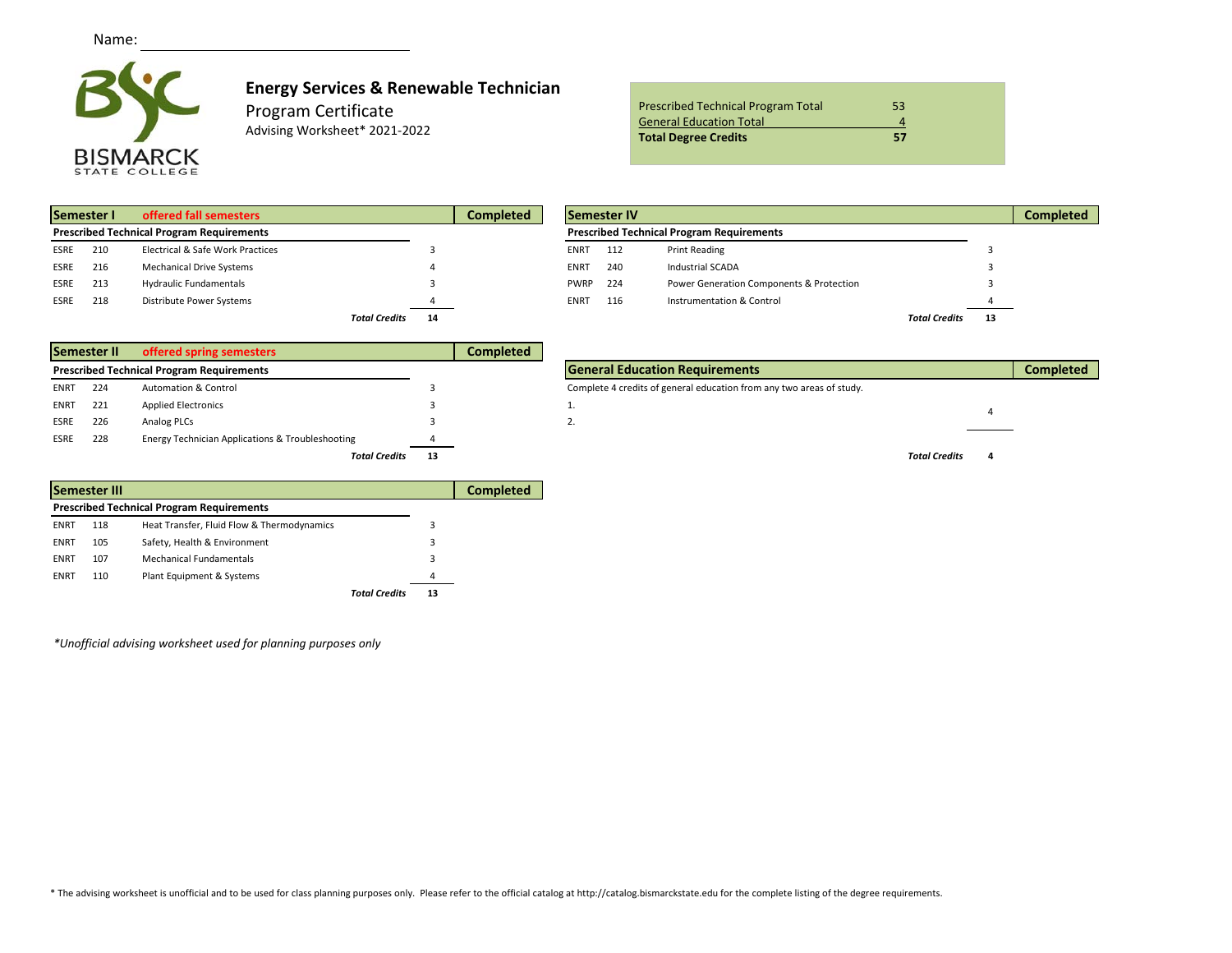Name: ______________________________

BISMARCK STATE COLLEGE

# Energy Services & Renewable Technician

## Program Certificate

Advising Worksheet* 2021-2022

| | |
|---|---|
| Prescribed Technical Program Total | 53 |
| General Education Total | 4 |
| **Total Degree Credits** | **57** |

| **Semester I** | | **offered fall semesters** | | **Completed** |
|---|---|---|---|---|
| **Prescribed Technical Program Requirements** | | | | |
| ESRE | 210 | Electrical & Safe Work Practices | 3 | |
| ESRE | 216 | Mechanical Drive Systems | 4 | |
| ESRE | 213 | Hydraulic Fundamentals | 3 | |
| ESRE | 218 | Distribute Power Systems | 4 | |
| | | ***Total Credits*** | **14** | |

| **Semester II** | | **offered spring semesters** | | **Completed** |
|---|---|---|---|---|
| **Prescribed Technical Program Requirements** | | | | |
| ENRT | 224 | Automation & Control | 3 | |
| ENRT | 221 | Applied Electronics | 3 | |
| ESRE | 226 | Analog PLCs | 3 | |
| ESRE | 228 | Energy Technician Applications & Troubleshooting | 4 | |
| | | ***Total Credits*** | **13** | |

| **Semester III** | | | | **Completed** |
|---|---|---|---|---|
| **Prescribed Technical Program Requirements** | | | | |
| ENRT | 118 | Heat Transfer, Fluid Flow & Thermodynamics | 3 | |
| ENRT | 105 | Safety, Health & Environment | 3 | |
| ENRT | 107 | Mechanical Fundamentals | 3 | |
| ENRT | 110 | Plant Equipment & Systems | 4 | |
| | | ***Total Credits*** | **13** | |

| **Semester IV** | | | | **Completed** |
|---|---|---|---|---|
| **Prescribed Technical Program Requirements** | | | | |
| ENRT | 112 | Print Reading | 3 | |
| ENRT | 240 | Industrial SCADA | 3 | |
| PWRP | 224 | Power Generation Components & Protection | 3 | |
| ENRT | 116 | Instrumentation & Control | 4 | |
| | | ***Total Credits*** | **13** | |

| **General Education Requirements** | | **Completed** |
|---|---|---|
| Complete 4 credits of general education from any two areas of study. | | |
| 1. | 4 | |
| 2. | | |
| ***Total Credits*** | **4** | |

*\*Unofficial advising worksheet used for planning purposes only*

\* The advising worksheet is unofficial and to be used for class planning purposes only. Please refer to the official catalog at http://catalog.bismarckstate.edu for the complete listing of the degree requirements.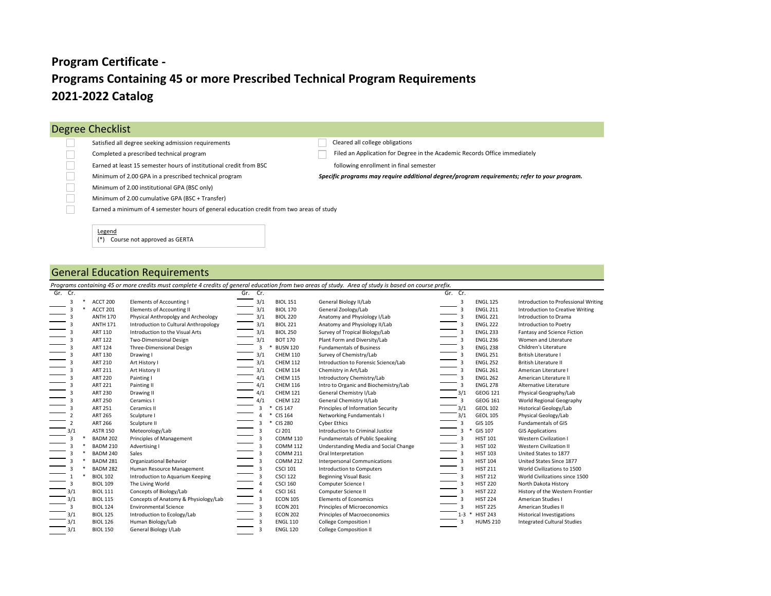# Program Certificate -
# Programs Containing 45 or more Prescribed Technical Program Requirements
# 2021-2022 Catalog

## Degree Checklist

- [ ] Satisfied all degree seeking admission requirements
- [ ] Completed a prescribed technical program
- [ ] Earned at least 15 semester hours of institutional credit from BSC
- [ ] Minimum of 2.00 GPA in a prescribed technical program
- [ ] Minimum of 2.00 institutional GPA (BSC only)
- [ ] Minimum of 2.00 cumulative GPA (BSC + Transfer)
- [ ] Earned a minimum of 4 semester hours of general education credit from two areas of study
- [ ] Cleared all college obligations
- [ ] Filed an Application for Degree in the Academic Records Office immediately following enrollment in final semester

***Specific programs may require additional degree/program requirements; refer to your program.***

Legend
(*) Course not approved as GERTA

## General Education Requirements

*Programs containing 45 or more credits must complete 4 credits of general education from two areas of study. Area of study is based on course prefix.*

| Gr. | Cr. | | Course | Title |
|---|---|---|---|---|
| | 3 | * | ACCT 200 | Elements of Accounting I |
| | 3 | * | ACCT 201 | Elements of Accounting II |
| | 3 | | ANTH 170 | Physical Anthropolgy and Archeology |
| | 3 | | ANTH 171 | Introduction to Cultural Anthropology |
| | 3 | | ART 110 | Introduction to the Visual Arts |
| | 3 | | ART 122 | Two-Dimensional Design |
| | 3 | | ART 124 | Three-Dimensional Design |
| | 3 | | ART 130 | Drawing I |
| | 3 | | ART 210 | Art History I |
| | 3 | | ART 211 | Art History II |
| | 3 | | ART 220 | Painting I |
| | 3 | | ART 221 | Painting II |
| | 3 | | ART 230 | Drawing II |
| | 3 | | ART 250 | Ceramics I |
| | 3 | | ART 251 | Ceramics II |
| | 2 | | ART 265 | Sculpture I |
| | 2 | | ART 266 | Sculpture II |
| | 3/1 | | ASTR 150 | Meteorology/Lab |
| | 3 | * | BADM 202 | Principles of Management |
| | 3 | * | BADM 210 | Advertising I |
| | 3 | * | BADM 240 | Sales |
| | 3 | * | BADM 281 | Organizational Behavior |
| | 3 | * | BADM 282 | Human Resource Management |
| | 1 | * | BIOL 102 | Introduction to Aquarium Keeping |
| | 3 | | BIOL 109 | The Living World |
| | 3/1 | | BIOL 111 | Concepts of Biology/Lab |
| | 3/1 | | BIOL 115 | Concepts of Anatomy & Physiology/Lab |
| | 3 | | BIOL 124 | Environmental Science |
| | 3/1 | | BIOL 125 | Introduction to Ecology/Lab |
| | 3/1 | | BIOL 126 | Human Biology/Lab |
| | 3/1 | | BIOL 150 | General Biology I/Lab |
| | 3/1 | | BIOL 151 | General Biology II/Lab |
| | 3/1 | | BIOL 170 | General Zoology/Lab |
| | 3/1 | | BIOL 220 | Anatomy and Physiology I/Lab |
| | 3/1 | | BIOL 221 | Anatomy and Physiology II/Lab |
| | 3/1 | | BIOL 250 | Survey of Tropical Biology/Lab |
| | 3/1 | | BOT 170 | Plant Form and Diversity/Lab |
| | 3 | * | BUSN 120 | Fundamentals of Business |
| | 3/1 | | CHEM 110 | Survey of Chemistry/Lab |
| | 3/1 | | CHEM 112 | Introduction to Forensic Science/Lab |
| | 3/1 | | CHEM 114 | Chemistry in Art/Lab |
| | 4/1 | | CHEM 115 | Introductory Chemistry/Lab |
| | 4/1 | | CHEM 116 | Intro to Organic and Biochemistry/Lab |
| | 4/1 | | CHEM 121 | General Chemistry I/Lab |
| | 4/1 | | CHEM 122 | General Chemistry II/Lab |
| | 3 | * | CIS 147 | Principles of Information Security |
| | 4 | * | CIS 164 | Networking Fundamentals I |
| | 3 | * | CIS 280 | Cyber Ethics |
| | 3 | | CJ 201 | Introduction to Criminal Justice |
| | 3 | | COMM 110 | Fundamentals of Public Speaking |
| | 3 | | COMM 112 | Understanding Media and Social Change |
| | 3 | | COMM 211 | Oral Interpretation |
| | 3 | | COMM 212 | Interpersonal Communications |
| | 3 | | CSCI 101 | Introduction to Computers |
| | 3 | | CSCI 122 | Beginning Visual Basic |
| | 4 | | CSCI 160 | Computer Science I |
| | 4 | | CSCI 161 | Computer Science II |
| | 3 | | ECON 105 | Elements of Economics |
| | 3 | | ECON 201 | Principles of Microeconomics |
| | 3 | | ECON 202 | Principles of Macroeconomics |
| | 3 | | ENGL 110 | College Composition I |
| | 3 | | ENGL 120 | College Composition II |
| | 3 | | ENGL 125 | Introduction to Professional Writing |
| | 3 | | ENGL 211 | Introduction to Creative Writing |
| | 3 | | ENGL 221 | Introduction to Drama |
| | 3 | | ENGL 222 | Introduction to Poetry |
| | 3 | | ENGL 233 | Fantasy and Science Fiction |
| | 3 | | ENGL 236 | Women and Literature |
| | 3 | | ENGL 238 | Children's Literature |
| | 3 | | ENGL 251 | British Literature I |
| | 3 | | ENGL 252 | British Literature II |
| | 3 | | ENGL 261 | American Literature I |
| | 3 | | ENGL 262 | American Literature II |
| | 3 | | ENGL 278 | Alternative Literature |
| | 3/1 | | GEOG 121 | Physical Geography/Lab |
| | 3 | | GEOG 161 | World Regional Geography |
| | 3/1 | | GEOL 102 | Historical Geology/Lab |
| | 3/1 | | GEOL 105 | Physical Geology/Lab |
| | 3 | | GIS 105 | Fundamentals of GIS |
| | 3 | * | GIS 107 | GIS Applications |
| | 3 | | HIST 101 | Western Civilization I |
| | 3 | | HIST 102 | Western Civilization II |
| | 3 | | HIST 103 | United States to 1877 |
| | 3 | | HIST 104 | United States Since 1877 |
| | 3 | | HIST 211 | World Civilizations to 1500 |
| | 3 | | HIST 212 | World Civilizations since 1500 |
| | 3 | | HIST 220 | North Dakota History |
| | 3 | | HIST 222 | History of the Western Frontier |
| | 3 | | HIST 224 | American Studies I |
| | 3 | | HIST 225 | American Studies II |
| | 1-3 | * | HIST 243 | Historical Investigations |
| | 3 | | HUMS 210 | Integrated Cultural Studies |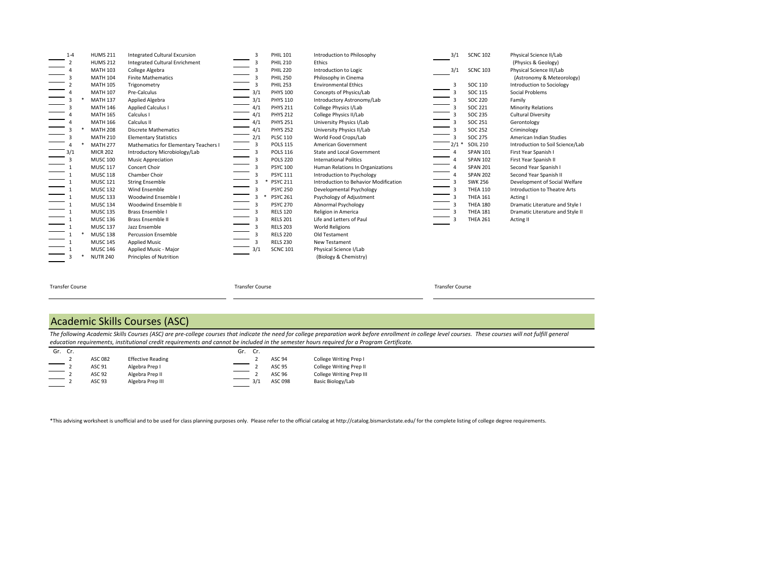| | | | |
|---|---|---|---|
| | 1-4 | HUMS 211 | Integrated Cultural Excursion |
| | 2 | HUMS 212 | Integrated Cultural Enrichment |
| | 4 | MATH 103 | College Algebra |
| | 3 | MATH 104 | Finite Mathematics |
| | 2 | MATH 105 | Trigonometry |
| | 4 | MATH 107 | Pre-Calculus |
| | 3 * | MATH 137 | Applied Algebra |
| | 3 | MATH 146 | Applied Calculus I |
| | 4 | MATH 165 | Calculus I |
| | 4 | MATH 166 | Calculus II |
| | 3 * | MATH 208 | Discrete Mathematics |
| | 3 | MATH 210 | Elementary Statistics |
| | 4 * | MATH 277 | Mathematics for Elementary Teachers I |
| | 3/1 | MICR 202 | Introductory Microbiology/Lab |
| | 3 | MUSC 100 | Music Appreciation |
| | 1 | MUSC 117 | Concert Choir |
| | 1 | MUSC 118 | Chamber Choir |
| | 1 | MUSC 121 | String Ensemble |
| | 1 | MUSC 132 | Wind Ensemble |
| | 1 | MUSC 133 | Woodwind Ensemble I |
| | 1 | MUSC 134 | Woodwind Ensemble II |
| | 1 | MUSC 135 | Brass Ensemble I |
| | 1 | MUSC 136 | Brass Ensemble II |
| | 1 | MUSC 137 | Jazz Ensemble |
| | 1 * | MUSC 138 | Percussion Ensemble |
| | 1 | MUSC 145 | Applied Music |
| | 1 | MUSC 146 | Applied Music - Major |
| | 3 * | NUTR 240 | Principles of Nutrition |
| | 3 | PHIL 101 | Introduction to Philosophy |
| | 3 | PHIL 210 | Ethics |
| | 3 | PHIL 220 | Introduction to Logic |
| | 3 | PHIL 250 | Philosophy in Cinema |
| | 3 | PHIL 253 | Environmental Ethics |
| | 3/1 | PHYS 100 | Concepts of Physics/Lab |
| | 3/1 | PHYS 110 | Introductory Astronomy/Lab |
| | 4/1 | PHYS 211 | College Physics I/Lab |
| | 4/1 | PHYS 212 | College Physics II/Lab |
| | 4/1 | PHYS 251 | University Physics I/Lab |
| | 4/1 | PHYS 252 | University Physics II/Lab |
| | 2/1 | PLSC 110 | World Food Crops/Lab |
| | 3 | POLS 115 | American Government |
| | 3 | POLS 116 | State and Local Government |
| | 3 | POLS 220 | International Politics |
| | 3 | PSYC 100 | Human Relations In Organizations |
| | 3 | PSYC 111 | Introduction to Psychology |
| | 3 * | PSYC 211 | Introduction to Behavior Modification |
| | 3 | PSYC 250 | Developmental Psychology |
| | 3 * | PSYC 261 | Psychology of Adjustment |
| | 3 | PSYC 270 | Abnormal Psychology |
| | 3 | RELS 120 | Religion in America |
| | 3 | RELS 201 | Life and Letters of Paul |
| | 3 | RELS 203 | World Religions |
| | 3 | RELS 220 | Old Testament |
| | 3 | RELS 230 | New Testament |
| | 3/1 | SCNC 101 | Physical Science I/Lab (Biology & Chemistry) |
| | 3/1 | SCNC 102 | Physical Science II/Lab (Physics & Geology) |
| | 3/1 | SCNC 103 | Physical Science III/Lab (Astronomy & Meteorology) |
| | 3 | SOC 110 | Introduction to Sociology |
| | 3 | SOC 115 | Social Problems |
| | 3 | SOC 220 | Family |
| | 3 | SOC 221 | Minority Relations |
| | 3 | SOC 235 | Cultural Diversity |
| | 3 | SOC 251 | Gerontology |
| | 3 | SOC 252 | Criminology |
| | 3 | SOC 275 | American Indian Studies |
| | 2/1 * | SOIL 210 | Introduction to Soil Science/Lab |
| | 4 | SPAN 101 | First Year Spanish I |
| | 4 | SPAN 102 | First Year Spanish II |
| | 4 | SPAN 201 | Second Year Spanish I |
| | 4 | SPAN 202 | Second Year Spanish II |
| | 3 | SWK 256 | Development of Social Welfare |
| | 3 | THEA 110 | Introduction to Theatre Arts |
| | 3 | THEA 161 | Acting I |
| | 3 | THEA 180 | Dramatic Literature and Style I |
| | 3 | THEA 181 | Dramatic Literature and Style II |
| | 3 | THEA 261 | Acting II |

Transfer Course \_\_\_\_\_\_\_\_\_\_\_\_\_\_\_\_\_\_\_\_

Transfer Course \_\_\_\_\_\_\_\_\_\_\_\_\_\_\_\_\_\_\_\_

Transfer Course \_\_\_\_\_\_\_\_\_\_\_\_\_\_\_\_\_\_\_\_

## Academic Skills Courses (ASC)

*The following Academic Skills Courses (ASC) are pre-college courses that indicate the need for college preparation work before enrollment in college level courses. These courses will not fulfill general education requirements, institutional credit requirements and cannot be included in the semester hours required for a Program Certificate.*

| Gr. | Cr. | | |
|---|---|---|---|
| | 2 | ASC 082 | Effective Reading |
| | 2 | ASC 91 | Algebra Prep I |
| | 2 | ASC 92 | Algebra Prep II |
| | 2 | ASC 93 | Algebra Prep III |
| | 2 | ASC 94 | College Writing Prep I |
| | 2 | ASC 95 | College Writing Prep II |
| | 2 | ASC 96 | College Writing Prep III |
| | 3/1 | ASC 098 | Basic Biology/Lab |

*This advising worksheet is unofficial and to be used for class planning purposes only. Please refer to the official catalog at http://catalog.bismarckstate.edu/ for the complete listing of college degree requirements.